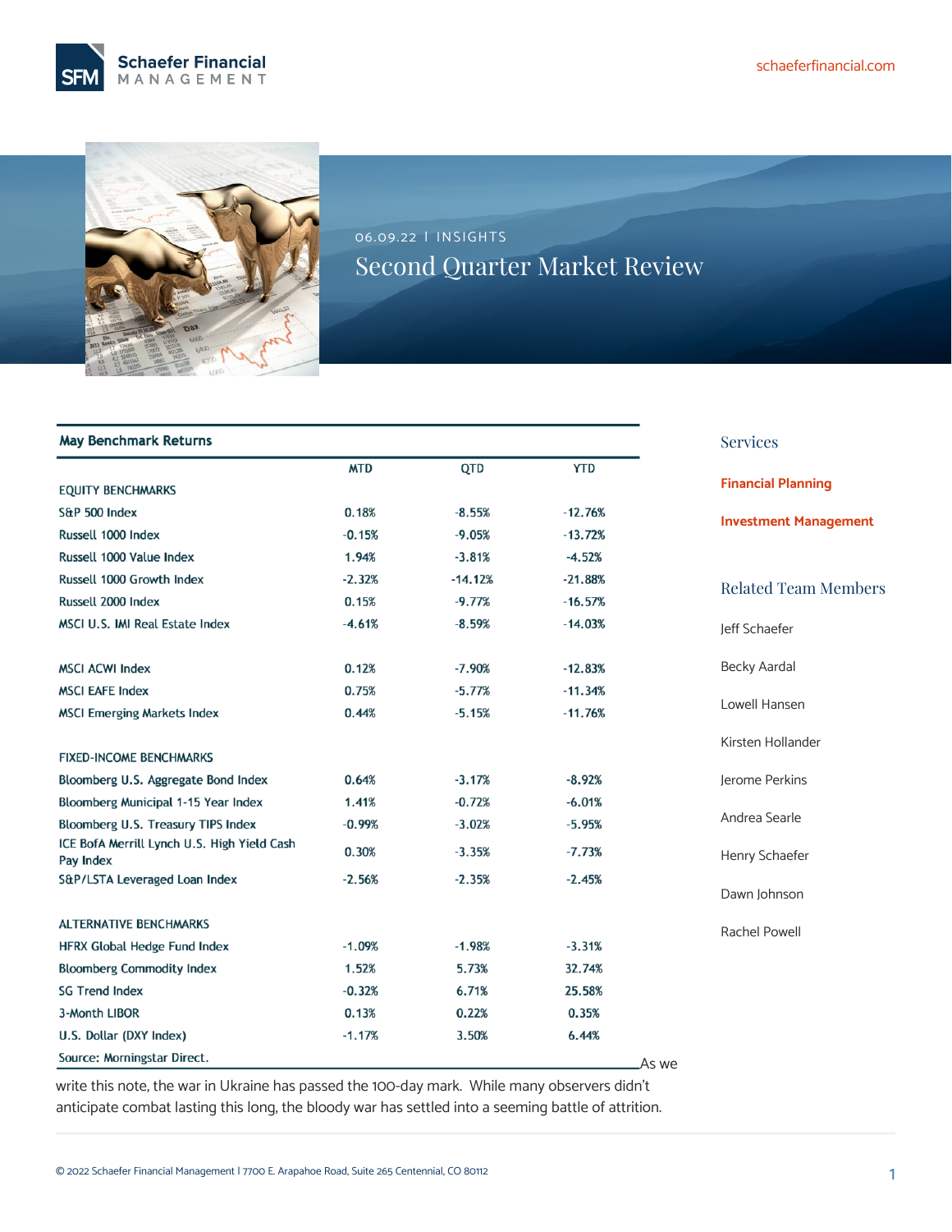06.09.22 | INSIGHTS

# Second Quarter Market Review

**May Benchmark Returns**

| | MTD | QTD | YTD |
|---|---|---|---|
| EQUITY BENCHMARKS | | | |
| S&P 500 Index | 0.18% | -8.55% | -12.76% |
| Russell 1000 Index | -0.15% | -9.05% | -13.72% |
| Russell 1000 Value Index | 1.94% | -3.81% | -4.52% |
| Russell 1000 Growth Index | -2.32% | -14.12% | -21.88% |
| Russell 2000 Index | 0.15% | -9.77% | -16.57% |
| MSCI U.S. IMI Real Estate Index | -4.61% | -8.59% | -14.03% |
| | | | |
| MSCI ACWI Index | 0.12% | -7.90% | -12.83% |
| MSCI EAFE Index | 0.75% | -5.77% | -11.34% |
| MSCI Emerging Markets Index | 0.44% | -5.15% | -11.76% |
| | | | |
| FIXED-INCOME BENCHMARKS | | | |
| Bloomberg U.S. Aggregate Bond Index | 0.64% | -3.17% | -8.92% |
| Bloomberg Municipal 1-15 Year Index | 1.41% | -0.72% | -6.01% |
| Bloomberg U.S. Treasury TIPS Index | -0.99% | -3.02% | -5.95% |
| ICE BofA Merrill Lynch U.S. High Yield Cash Pay Index | 0.30% | -3.35% | -7.73% |
| S&P/LSTA Leveraged Loan Index | -2.56% | -2.35% | -2.45% |
| | | | |
| ALTERNATIVE BENCHMARKS | | | |
| HFRX Global Hedge Fund Index | -1.09% | -1.98% | -3.31% |
| Bloomberg Commodity Index | 1.52% | 5.73% | 32.74% |
| SG Trend Index | -0.32% | 6.71% | 25.58% |
| 3-Month LIBOR | 0.13% | 0.22% | 0.35% |
| U.S. Dollar (DXY Index) | -1.17% | 3.50% | 6.44% |

Source: Morningstar Direct.

As we write this note, the war in Ukraine has passed the 100-day mark. While many observers didn't anticipate combat lasting this long, the bloody war has settled into a seeming battle of attrition.

### Services

**Financial Planning**

**Investment Management**

### Related Team Members

Jeff Schaefer

Becky Aardal

Lowell Hansen

Kirsten Hollander

Jerome Perkins

Andrea Searle

Henry Schaefer

Dawn Johnson

Rachel Powell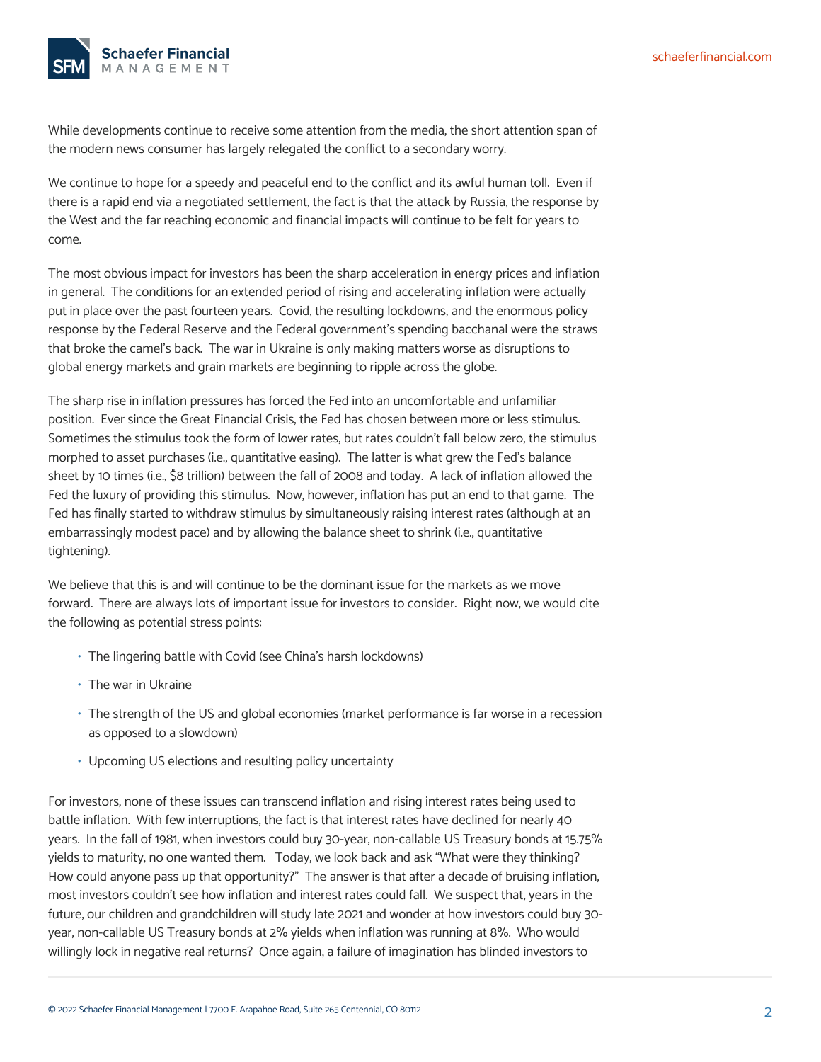While developments continue to receive some attention from the media, the short attention span of the modern news consumer has largely relegated the conflict to a secondary worry.

We continue to hope for a speedy and peaceful end to the conflict and its awful human toll. Even if there is a rapid end via a negotiated settlement, the fact is that the attack by Russia, the response by the West and the far reaching economic and financial impacts will continue to be felt for years to come.

The most obvious impact for investors has been the sharp acceleration in energy prices and inflation in general. The conditions for an extended period of rising and accelerating inflation were actually put in place over the past fourteen years. Covid, the resulting lockdowns, and the enormous policy response by the Federal Reserve and the Federal government's spending bacchanal were the straws that broke the camel's back. The war in Ukraine is only making matters worse as disruptions to global energy markets and grain markets are beginning to ripple across the globe.

The sharp rise in inflation pressures has forced the Fed into an uncomfortable and unfamiliar position. Ever since the Great Financial Crisis, the Fed has chosen between more or less stimulus. Sometimes the stimulus took the form of lower rates, but rates couldn't fall below zero, the stimulus morphed to asset purchases (i.e., quantitative easing). The latter is what grew the Fed's balance sheet by 10 times (i.e., $8 trillion) between the fall of 2008 and today. A lack of inflation allowed the Fed the luxury of providing this stimulus. Now, however, inflation has put an end to that game. The Fed has finally started to withdraw stimulus by simultaneously raising interest rates (although at an embarrassingly modest pace) and by allowing the balance sheet to shrink (i.e., quantitative tightening).

We believe that this is and will continue to be the dominant issue for the markets as we move forward. There are always lots of important issue for investors to consider. Right now, we would cite the following as potential stress points:

- The lingering battle with Covid (see China's harsh lockdowns)
- The war in Ukraine
- The strength of the US and global economies (market performance is far worse in a recession as opposed to a slowdown)
- Upcoming US elections and resulting policy uncertainty

For investors, none of these issues can transcend inflation and rising interest rates being used to battle inflation. With few interruptions, the fact is that interest rates have declined for nearly 40 years. In the fall of 1981, when investors could buy 30-year, non-callable US Treasury bonds at 15.75% yields to maturity, no one wanted them. Today, we look back and ask "What were they thinking? How could anyone pass up that opportunity?" The answer is that after a decade of bruising inflation, most investors couldn't see how inflation and interest rates could fall. We suspect that, years in the future, our children and grandchildren will study late 2021 and wonder at how investors could buy 30-year, non-callable US Treasury bonds at 2% yields when inflation was running at 8%. Who would willingly lock in negative real returns? Once again, a failure of imagination has blinded investors to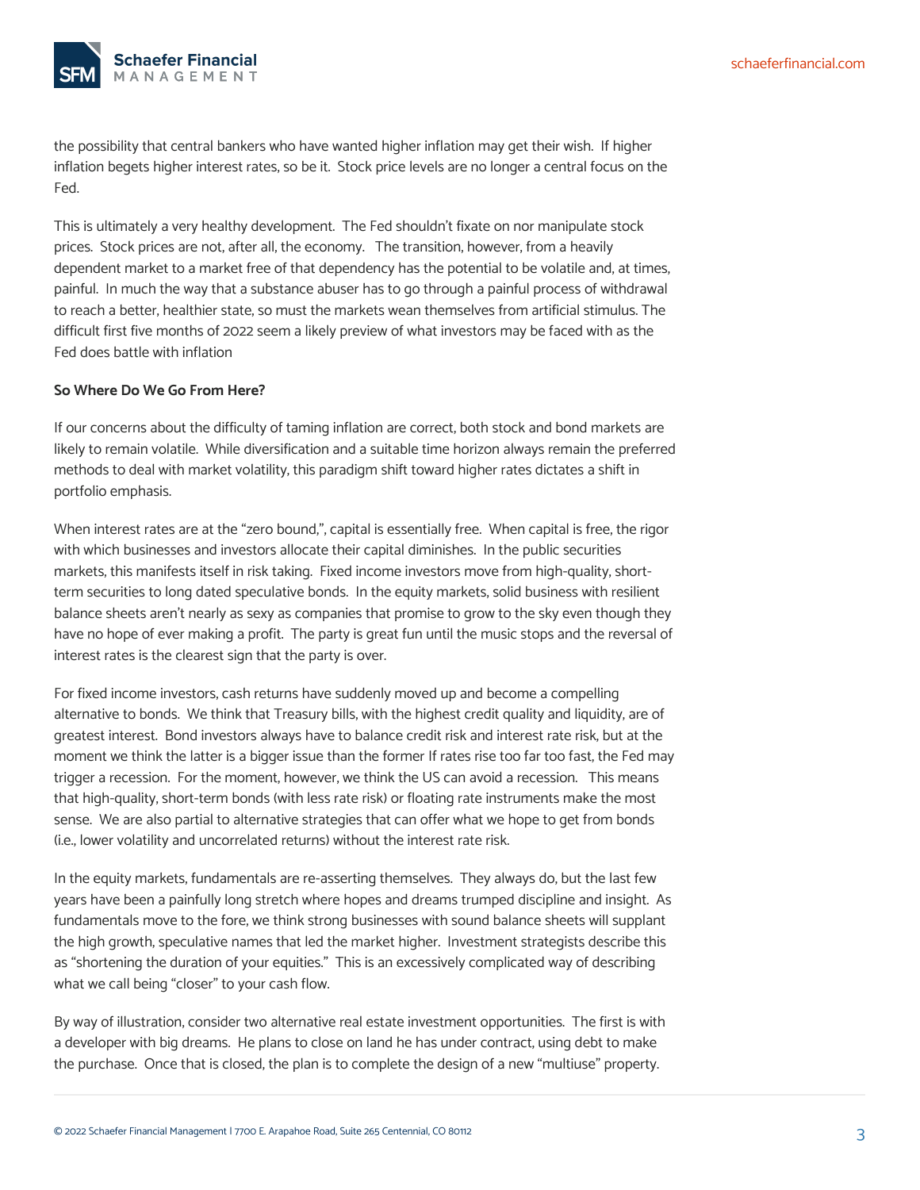the possibility that central bankers who have wanted higher inflation may get their wish. If higher inflation begets higher interest rates, so be it. Stock price levels are no longer a central focus on the Fed.

This is ultimately a very healthy development. The Fed shouldn't fixate on nor manipulate stock prices. Stock prices are not, after all, the economy. The transition, however, from a heavily dependent market to a market free of that dependency has the potential to be volatile and, at times, painful. In much the way that a substance abuser has to go through a painful process of withdrawal to reach a better, healthier state, so must the markets wean themselves from artificial stimulus. The difficult first five months of 2022 seem a likely preview of what investors may be faced with as the Fed does battle with inflation

**So Where Do We Go From Here?**

If our concerns about the difficulty of taming inflation are correct, both stock and bond markets are likely to remain volatile. While diversification and a suitable time horizon always remain the preferred methods to deal with market volatility, this paradigm shift toward higher rates dictates a shift in portfolio emphasis.

When interest rates are at the "zero bound,", capital is essentially free. When capital is free, the rigor with which businesses and investors allocate their capital diminishes. In the public securities markets, this manifests itself in risk taking. Fixed income investors move from high-quality, short-term securities to long dated speculative bonds. In the equity markets, solid business with resilient balance sheets aren't nearly as sexy as companies that promise to grow to the sky even though they have no hope of ever making a profit. The party is great fun until the music stops and the reversal of interest rates is the clearest sign that the party is over.

For fixed income investors, cash returns have suddenly moved up and become a compelling alternative to bonds. We think that Treasury bills, with the highest credit quality and liquidity, are of greatest interest. Bond investors always have to balance credit risk and interest rate risk, but at the moment we think the latter is a bigger issue than the former If rates rise too far too fast, the Fed may trigger a recession. For the moment, however, we think the US can avoid a recession. This means that high-quality, short-term bonds (with less rate risk) or floating rate instruments make the most sense. We are also partial to alternative strategies that can offer what we hope to get from bonds (i.e., lower volatility and uncorrelated returns) without the interest rate risk.

In the equity markets, fundamentals are re-asserting themselves. They always do, but the last few years have been a painfully long stretch where hopes and dreams trumped discipline and insight. As fundamentals move to the fore, we think strong businesses with sound balance sheets will supplant the high growth, speculative names that led the market higher. Investment strategists describe this as "shortening the duration of your equities." This is an excessively complicated way of describing what we call being "closer" to your cash flow.

By way of illustration, consider two alternative real estate investment opportunities. The first is with a developer with big dreams. He plans to close on land he has under contract, using debt to make the purchase. Once that is closed, the plan is to complete the design of a new "multiuse" property.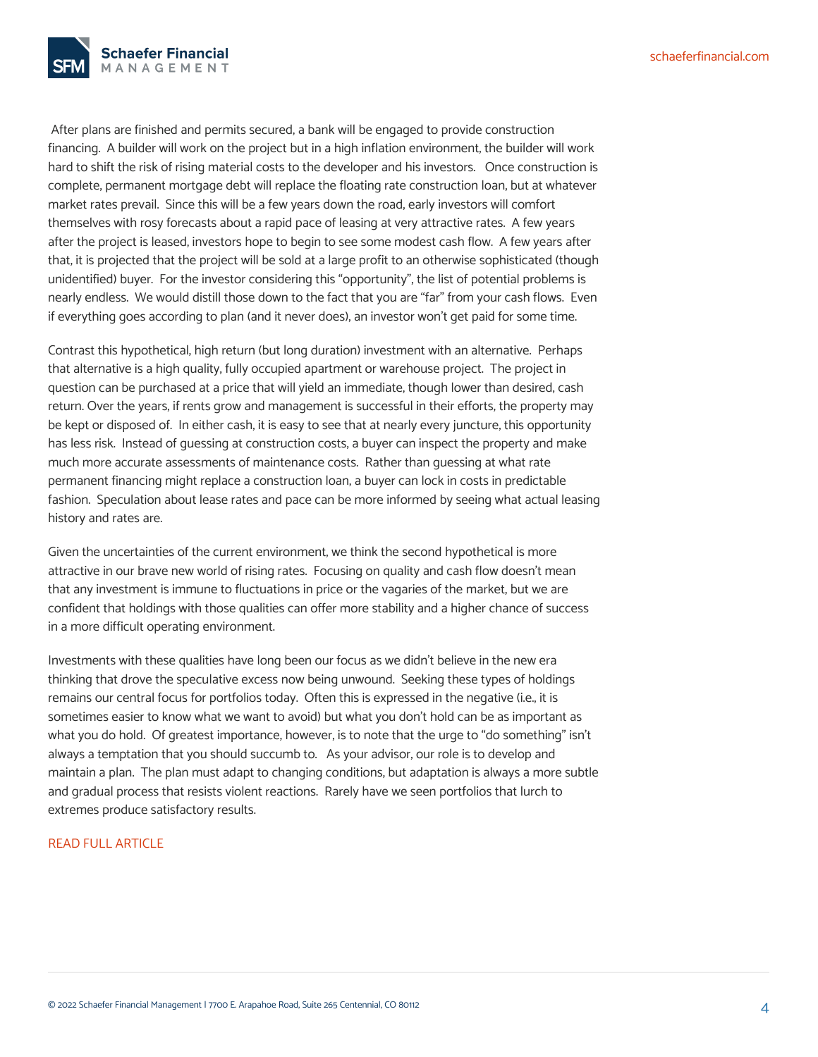After plans are finished and permits secured, a bank will be engaged to provide construction financing. A builder will work on the project but in a high inflation environment, the builder will work hard to shift the risk of rising material costs to the developer and his investors. Once construction is complete, permanent mortgage debt will replace the floating rate construction loan, but at whatever market rates prevail. Since this will be a few years down the road, early investors will comfort themselves with rosy forecasts about a rapid pace of leasing at very attractive rates. A few years after the project is leased, investors hope to begin to see some modest cash flow. A few years after that, it is projected that the project will be sold at a large profit to an otherwise sophisticated (though unidentified) buyer. For the investor considering this "opportunity", the list of potential problems is nearly endless. We would distill those down to the fact that you are "far" from your cash flows. Even if everything goes according to plan (and it never does), an investor won't get paid for some time.

Contrast this hypothetical, high return (but long duration) investment with an alternative. Perhaps that alternative is a high quality, fully occupied apartment or warehouse project. The project in question can be purchased at a price that will yield an immediate, though lower than desired, cash return. Over the years, if rents grow and management is successful in their efforts, the property may be kept or disposed of. In either cash, it is easy to see that at nearly every juncture, this opportunity has less risk. Instead of guessing at construction costs, a buyer can inspect the property and make much more accurate assessments of maintenance costs. Rather than guessing at what rate permanent financing might replace a construction loan, a buyer can lock in costs in predictable fashion. Speculation about lease rates and pace can be more informed by seeing what actual leasing history and rates are.

Given the uncertainties of the current environment, we think the second hypothetical is more attractive in our brave new world of rising rates. Focusing on quality and cash flow doesn't mean that any investment is immune to fluctuations in price or the vagaries of the market, but we are confident that holdings with those qualities can offer more stability and a higher chance of success in a more difficult operating environment.

Investments with these qualities have long been our focus as we didn't believe in the new era thinking that drove the speculative excess now being unwound. Seeking these types of holdings remains our central focus for portfolios today. Often this is expressed in the negative (i.e., it is sometimes easier to know what we want to avoid) but what you don't hold can be as important as what you do hold. Of greatest importance, however, is to note that the urge to "do something" isn't always a temptation that you should succumb to. As your advisor, our role is to develop and maintain a plan. The plan must adapt to changing conditions, but adaptation is always a more subtle and gradual process that resists violent reactions. Rarely have we seen portfolios that lurch to extremes produce satisfactory results.

READ FULL ARTICLE